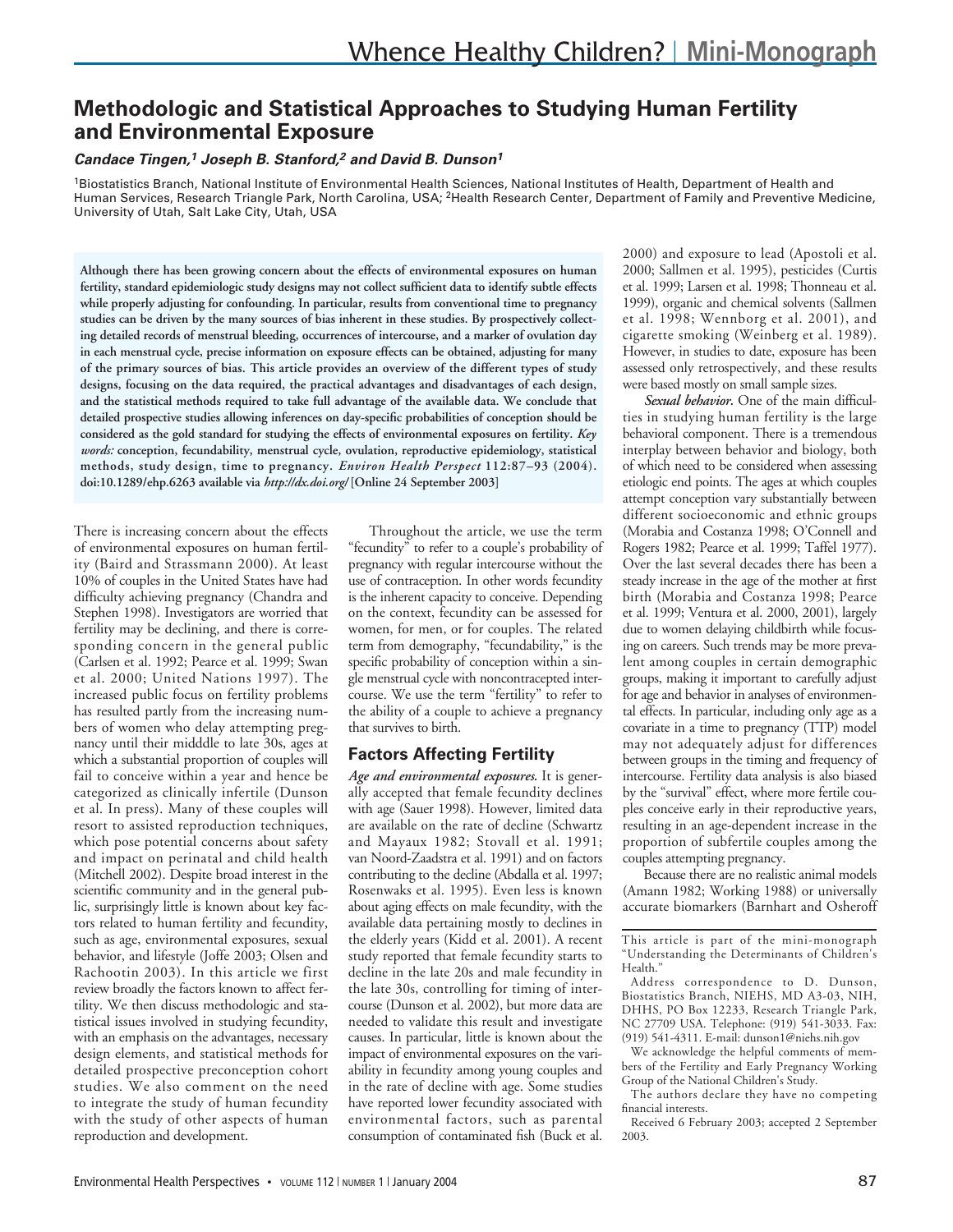# Methodologic and Statistical Approaches to Studying Human Fertility and Environmental Exposure

***Candace Tingen,[1] Joseph B. Stanford,[2] and David B. Dunson[1]***

[1]Biostatistics Branch, National Institute of Environmental Health Sciences, National Institutes of Health, Department of Health and Human Services, Research Triangle Park, North Carolina, USA; [2]Health Research Center, Department of Family and Preventive Medicine, University of Utah, Salt Lake City, Utah, USA

**Although there has been growing concern about the effects of environmental exposures on human fertility, standard epidemiologic study designs may not collect sufficient data to identify subtle effects while properly adjusting for confounding. In particular, results from conventional time to pregnancy studies can be driven by the many sources of bias inherent in these studies. By prospectively collecting detailed records of menstrual bleeding, occurrences of intercourse, and a marker of ovulation day in each menstrual cycle, precise information on exposure effects can be obtained, adjusting for many of the primary sources of bias. This article provides an overview of the different types of study designs, focusing on the data required, the practical advantages and disadvantages of each design, and the statistical methods required to take full advantage of the available data. We conclude that detailed prospective studies allowing inferences on day-specific probabilities of conception should be considered as the gold standard for studying the effects of environmental exposures on fertility.** ***Key words:*** **conception, fecundability, menstrual cycle, ovulation, reproductive epidemiology, statistical methods, study design, time to pregnancy.** ***Environ Health Perspect*** **112:87–93 (2004). doi:10.1289/ehp.6263 available via** ***http://dx.doi.org/*** **[Online 24 September 2003]**

There is increasing concern about the effects of environmental exposures on human fertility (Baird and Strassmann 2000). At least 10% of couples in the United States have had difficulty achieving pregnancy (Chandra and Stephen 1998). Investigators are worried that fertility may be declining, and there is corresponding concern in the general public (Carlsen et al. 1992; Pearce et al. 1999; Swan et al. 2000; United Nations 1997). The increased public focus on fertility problems has resulted partly from the increasing numbers of women who delay attempting pregnancy until their midddle to late 30s, ages at which a substantial proportion of couples will fail to conceive within a year and hence be categorized as clinically infertile (Dunson et al. In press). Many of these couples will resort to assisted reproduction techniques, which pose potential concerns about safety and impact on perinatal and child health (Mitchell 2002). Despite broad interest in the scientific community and in the general public, surprisingly little is known about key factors related to human fertility and fecundity, such as age, environmental exposures, sexual behavior, and lifestyle (Joffe 2003; Olsen and Rachootin 2003). In this article we first review broadly the factors known to affect fertility. We then discuss methodologic and statistical issues involved in studying fecundity, with an emphasis on the advantages, necessary design elements, and statistical methods for detailed prospective preconception cohort studies. We also comment on the need to integrate the study of human fecundity with the study of other aspects of human reproduction and development.

Throughout the article, we use the term "fecundity" to refer to a couple's probability of pregnancy with regular intercourse without the use of contraception. In other words fecundity is the inherent capacity to conceive. Depending on the context, fecundity can be assessed for women, for men, or for couples. The related term from demography, "fecundability," is the specific probability of conception within a single menstrual cycle with noncontracepted intercourse. We use the term "fertility" to refer to the ability of a couple to achieve a pregnancy that survives to birth.

## Factors Affecting Fertility

***Age and environmental exposures.*** It is generally accepted that female fecundity declines with age (Sauer 1998). However, limited data are available on the rate of decline (Schwartz and Mayaux 1982; Stovall et al. 1991; van Noord-Zaadstra et al. 1991) and on factors contributing to the decline (Abdalla et al. 1997; Rosenwaks et al. 1995). Even less is known about aging effects on male fecundity, with the available data pertaining mostly to declines in the elderly years (Kidd et al. 2001). A recent study reported that female fecundity starts to decline in the late 20s and male fecundity in the late 30s, controlling for timing of intercourse (Dunson et al. 2002), but more data are needed to validate this result and investigate causes. In particular, little is known about the impact of environmental exposures on the variability in fecundity among young couples and in the rate of decline with age. Some studies have reported lower fecundity associated with environmental factors, such as parental consumption of contaminated fish (Buck et al. 2000) and exposure to lead (Apostoli et al. 2000; Sallmen et al. 1995), pesticides (Curtis et al. 1999; Larsen et al. 1998; Thonneau et al. 1999), organic and chemical solvents (Sallmen et al. 1998; Wennborg et al. 2001), and cigarette smoking (Weinberg et al. 1989). However, in studies to date, exposure has been assessed only retrospectively, and these results were based mostly on small sample sizes.

***Sexual behavior.*** One of the main difficulties in studying human fertility is the large behavioral component. There is a tremendous interplay between behavior and biology, both of which need to be considered when assessing etiologic end points. The ages at which couples attempt conception vary substantially between different socioeconomic and ethnic groups (Morabia and Costanza 1998; O'Connell and Rogers 1982; Pearce et al. 1999; Taffel 1977). Over the last several decades there has been a steady increase in the age of the mother at first birth (Morabia and Costanza 1998; Pearce et al. 1999; Ventura et al. 2000, 2001), largely due to women delaying childbirth while focusing on careers. Such trends may be more prevalent among couples in certain demographic groups, making it important to carefully adjust for age and behavior in analyses of environmental effects. In particular, including only age as a covariate in a time to pregnancy (TTP) model may not adequately adjust for differences between groups in the timing and frequency of intercourse. Fertility data analysis is also biased by the "survival" effect, where more fertile couples conceive early in their reproductive years, resulting in an age-dependent increase in the proportion of subfertile couples among the couples attempting pregnancy.

Because there are no realistic animal models (Amann 1982; Working 1988) or universally accurate biomarkers (Barnhart and Osheroff

---

This article is part of the mini-monograph "Understanding the Determinants of Children's Health."

Address correspondence to D. Dunson, Biostatistics Branch, NIEHS, MD A3-03, NIH, DHHS, PO Box 12233, Research Triangle Park, NC 27709 USA. Telephone: (919) 541-3033. Fax: (919) 541-4311. E-mail: dunson1@niehs.nih.gov

We acknowledge the helpful comments of members of the Fertility and Early Pregnancy Working Group of the National Children's Study.

The authors declare they have no competing financial interests.

Received 6 February 2003; accepted 2 September 2003.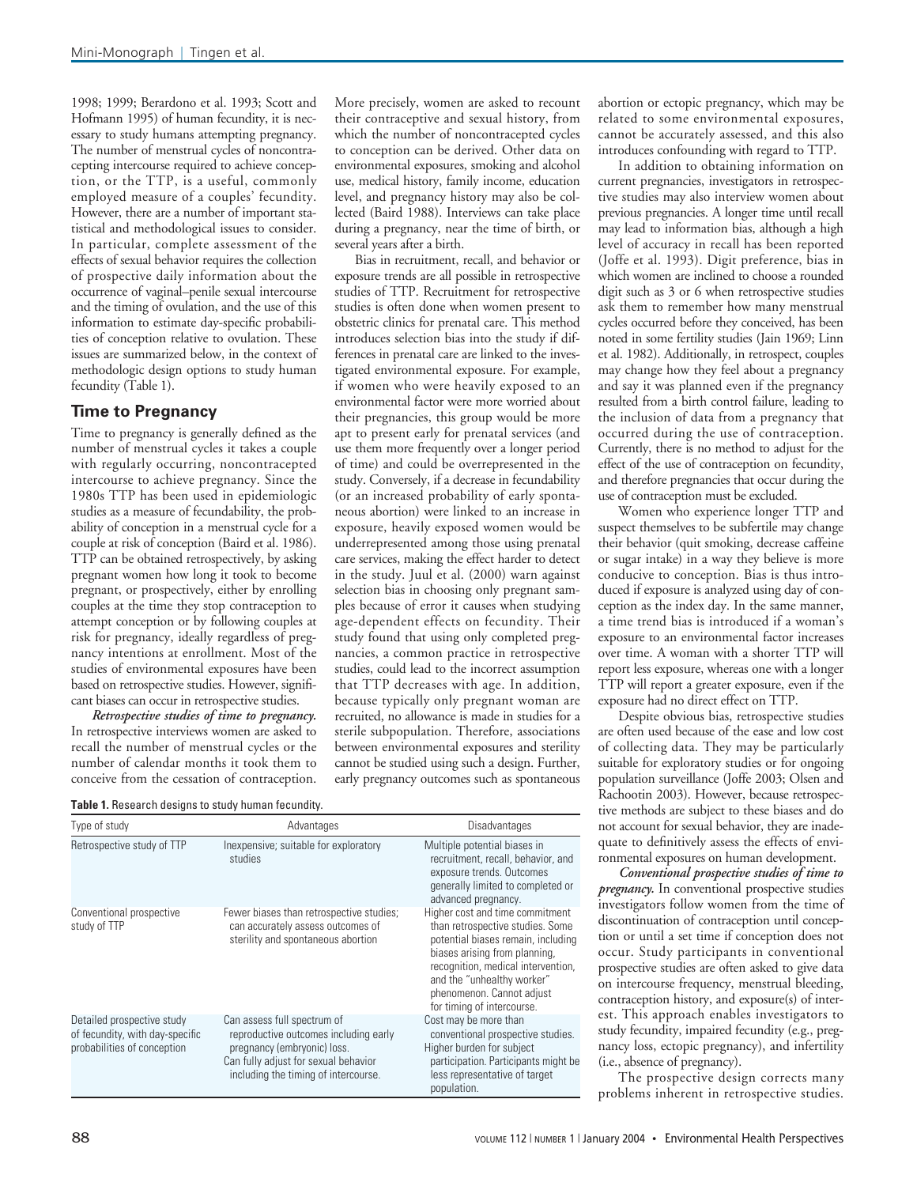1998; 1999; Berardono et al. 1993; Scott and Hofmann 1995) of human fecundity, it is necessary to study humans attempting pregnancy. The number of menstrual cycles of noncontracepting intercourse required to achieve conception, or the TTP, is a useful, commonly employed measure of a couples' fecundity. However, there are a number of important statistical and methodological issues to consider. In particular, complete assessment of the effects of sexual behavior requires the collection of prospective daily information about the occurrence of vaginal–penile sexual intercourse and the timing of ovulation, and the use of this information to estimate day-specific probabilities of conception relative to ovulation. These issues are summarized below, in the context of methodologic design options to study human fecundity (Table 1).

## Time to Pregnancy

Time to pregnancy is generally defined as the number of menstrual cycles it takes a couple with regularly occurring, noncontracepted intercourse to achieve pregnancy. Since the 1980s TTP has been used in epidemiologic studies as a measure of fecundability, the probability of conception in a menstrual cycle for a couple at risk of conception (Baird et al. 1986). TTP can be obtained retrospectively, by asking pregnant women how long it took to become pregnant, or prospectively, either by enrolling couples at the time they stop contraception to attempt conception or by following couples at risk for pregnancy, ideally regardless of pregnancy intentions at enrollment. Most of the studies of environmental exposures have been based on retrospective studies. However, significant biases can occur in retrospective studies.

***Retrospective studies of time to pregnancy.*** In retrospective interviews women are asked to recall the number of menstrual cycles or the number of calendar months it took them to conceive from the cessation of contraception. More precisely, women are asked to recount their contraceptive and sexual history, from which the number of noncontracepted cycles to conception can be derived. Other data on environmental exposures, smoking and alcohol use, medical history, family income, education level, and pregnancy history may also be collected (Baird 1988). Interviews can take place during a pregnancy, near the time of birth, or several years after a birth.

Bias in recruitment, recall, and behavior or exposure trends are all possible in retrospective studies of TTP. Recruitment for retrospective studies is often done when women present to obstetric clinics for prenatal care. This method introduces selection bias into the study if differences in prenatal care are linked to the investigated environmental exposure. For example, if women who were heavily exposed to an environmental factor were more worried about their pregnancies, this group would be more apt to present early for prenatal services (and use them more frequently over a longer period of time) and could be overrepresented in the study. Conversely, if a decrease in fecundability (or an increased probability of early spontaneous abortion) were linked to an increase in exposure, heavily exposed women would be underrepresented among those using prenatal care services, making the effect harder to detect in the study. Juul et al. (2000) warn against selection bias in choosing only pregnant samples because of error it causes when studying age-dependent effects on fecundity. Their study found that using only completed pregnancies, a common practice in retrospective studies, could lead to the incorrect assumption that TTP decreases with age. In addition, because typically only pregnant woman are recruited, no allowance is made in studies for a sterile subpopulation. Therefore, associations between environmental exposures and sterility cannot be studied using such a design. Further, early pregnancy outcomes such as spontaneous abortion or ectopic pregnancy, which may be related to some environmental exposures, cannot be accurately assessed, and this also introduces confounding with regard to TTP.

In addition to obtaining information on current pregnancies, investigators in retrospective studies may also interview women about previous pregnancies. A longer time until recall may lead to information bias, although a high level of accuracy in recall has been reported (Joffe et al. 1993). Digit preference, bias in which women are inclined to choose a rounded digit such as 3 or 6 when retrospective studies ask them to remember how many menstrual cycles occurred before they conceived, has been noted in some fertility studies (Jain 1969; Linn et al. 1982). Additionally, in retrospect, couples may change how they feel about a pregnancy and say it was planned even if the pregnancy resulted from a birth control failure, leading to the inclusion of data from a pregnancy that occurred during the use of contraception. Currently, there is no method to adjust for the effect of the use of contraception on fecundity, and therefore pregnancies that occur during the use of contraception must be excluded.

Women who experience longer TTP and suspect themselves to be subfertile may change their behavior (quit smoking, decrease caffeine or sugar intake) in a way they believe is more conducive to conception. Bias is thus introduced if exposure is analyzed using day of conception as the index day. In the same manner, a time trend bias is introduced if a woman's exposure to an environmental factor increases over time. A woman with a shorter TTP will report less exposure, whereas one with a longer TTP will report a greater exposure, even if the exposure had no direct effect on TTP.

Despite obvious bias, retrospective studies are often used because of the ease and low cost of collecting data. They may be particularly suitable for exploratory studies or for ongoing population surveillance (Joffe 2003; Olsen and Rachootin 2003). However, because retrospective methods are subject to these biases and do not account for sexual behavior, they are inadequate to definitively assess the effects of environmental exposures on human development.

***Conventional prospective studies of time to pregnancy.*** In conventional prospective studies investigators follow women from the time of discontinuation of contraception until conception or until a set time if conception does not occur. Study participants in conventional prospective studies are often asked to give data on intercourse frequency, menstrual bleeding, contraception history, and exposure(s) of interest. This approach enables investigators to study fecundity, impaired fecundity (e.g., pregnancy loss, ectopic pregnancy), and infertility (i.e., absence of pregnancy).

The prospective design corrects many problems inherent in retrospective studies.

**Table 1.** Research designs to study human fecundity.

| Type of study | Advantages | Disadvantages |
|---|---|---|
| Retrospective study of TTP | Inexpensive; suitable for exploratory studies | Multiple potential biases in recruitment, recall, behavior, and exposure trends. Outcomes generally limited to completed or advanced pregnancy. |
| Conventional prospective study of TTP | Fewer biases than retrospective studies; can accurately assess outcomes of sterility and spontaneous abortion | Higher cost and time commitment than retrospective studies. Some potential biases remain, including biases arising from planning, recognition, medical intervention, and the "unhealthy worker" phenomenon. Cannot adjust for timing of intercourse. |
| Detailed prospective study of fecundity, with day-specific probabilities of conception | Can assess full spectrum of reproductive outcomes including early pregnancy (embryonic) loss. Can fully adjust for sexual behavior including the timing of intercourse. | Cost may be more than conventional prospective studies. Higher burden for subject participation. Participants might be less representative of target population. |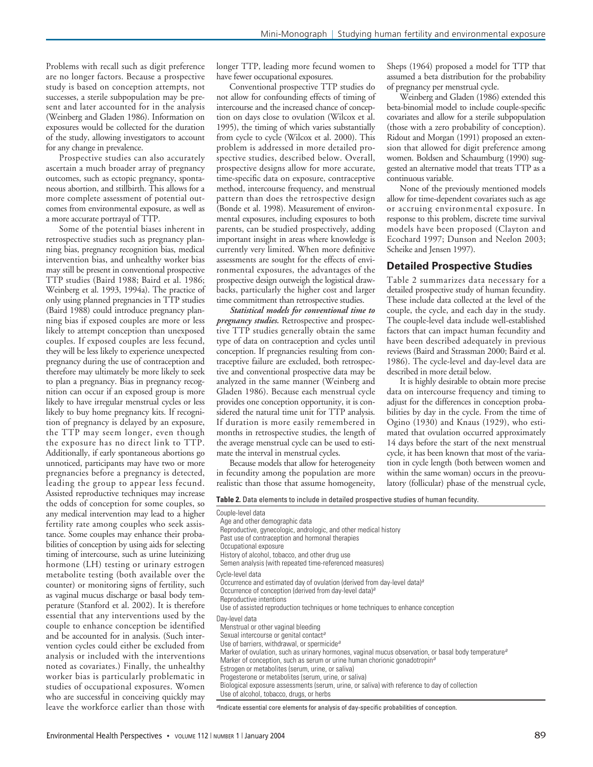Problems with recall such as digit preference are no longer factors. Because a prospective study is based on conception attempts, not successes, a sterile subpopulation may be present and later accounted for in the analysis (Weinberg and Gladen 1986). Information on exposures would be collected for the duration of the study, allowing investigators to account for any change in prevalence.

Prospective studies can also accurately ascertain a much broader array of pregnancy outcomes, such as ectopic pregnancy, spontaneous abortion, and stillbirth. This allows for a more complete assessment of potential outcomes from environmental exposure, as well as a more accurate portrayal of TTP.

Some of the potential biases inherent in retrospective studies such as pregnancy planning bias, pregnancy recognition bias, medical intervention bias, and unhealthy worker bias may still be present in conventional prospective TTP studies (Baird 1988; Baird et al. 1986; Weinberg et al. 1993, 1994a). The practice of only using planned pregnancies in TTP studies (Baird 1988) could introduce pregnancy planning bias if exposed couples are more or less likely to attempt conception than unexposed couples. If exposed couples are less fecund, they will be less likely to experience unexpected pregnancy during the use of contraception and therefore may ultimately be more likely to seek to plan a pregnancy. Bias in pregnancy recognition can occur if an exposed group is more likely to have irregular menstrual cycles or less likely to buy home pregnancy kits. If recognition of pregnancy is delayed by an exposure, the TTP may seem longer, even though the exposure has no direct link to TTP. Additionally, if early spontaneous abortions go unnoticed, participants may have two or more pregnancies before a pregnancy is detected, leading the group to appear less fecund. Assisted reproductive techniques may increase the odds of conception for some couples, so any medical intervention may lead to a higher fertility rate among couples who seek assistance. Some couples may enhance their probabilities of conception by using aids for selecting timing of intercourse, such as urine luteinizing hormone (LH) testing or urinary estrogen metabolite testing (both available over the counter) or monitoring signs of fertility, such as vaginal mucus discharge or basal body temperature (Stanford et al. 2002). It is therefore essential that any interventions used by the couple to enhance conception be identified and be accounted for in analysis. (Such intervention cycles could either be excluded from analysis or included with the interventions noted as covariates.) Finally, the unhealthy worker bias is particularly problematic in studies of occupational exposures. Women who are successful in conceiving quickly may leave the workforce earlier than those with longer TTP, leading more fecund women to have fewer occupational exposures.

Conventional prospective TTP studies do not allow for confounding effects of timing of intercourse and the increased chance of conception on days close to ovulation (Wilcox et al. 1995), the timing of which varies substantially from cycle to cycle (Wilcox et al. 2000). This problem is addressed in more detailed prospective studies, described below. Overall, prospective designs allow for more accurate, time-specific data on exposure, contraceptive method, intercourse frequency, and menstrual pattern than does the retrospective design (Bonde et al. 1998). Measurement of environmental exposures, including exposures to both parents, can be studied prospectively, adding important insight in areas where knowledge is currently very limited. When more definitive assessments are sought for the effects of environmental exposures, the advantages of the prospective design outweigh the logistical drawbacks, particularly the higher cost and larger time commitment than retrospective studies.

***Statistical models for conventional time to pregnancy studies.*** Retrospective and prospective TTP studies generally obtain the same type of data on contraception and cycles until conception. If pregnancies resulting from contraceptive failure are excluded, both retrospective and conventional prospective data may be analyzed in the same manner (Weinberg and Gladen 1986). Because each menstrual cycle provides one conception opportunity, it is considered the natural time unit for TTP analysis. If duration is more easily remembered in months in retrospective studies, the length of the average menstrual cycle can be used to estimate the interval in menstrual cycles.

Because models that allow for heterogeneity in fecundity among the population are more realistic than those that assume homogeneity, Sheps (1964) proposed a model for TTP that assumed a beta distribution for the probability of pregnancy per menstrual cycle.

Weinberg and Gladen (1986) extended this beta-binomial model to include couple-specific covariates and allow for a sterile subpopulation (those with a zero probability of conception). Ridout and Morgan (1991) proposed an extension that allowed for digit preference among women. Boldsen and Schaumburg (1990) suggested an alternative model that treats TTP as a continuous variable.

None of the previously mentioned models allow for time-dependent covariates such as age or accruing environmental exposure. In response to this problem, discrete time survival models have been proposed (Clayton and Ecochard 1997; Dunson and Neelon 2003; Scheike and Jensen 1997).

## Detailed Prospective Studies

Table 2 summarizes data necessary for a detailed prospective study of human fecundity. These include data collected at the level of the couple, the cycle, and each day in the study. The couple-level data include well-established factors that can impact human fecundity and have been described adequately in previous reviews (Baird and Strassman 2000; Baird et al. 1986). The cycle-level and day-level data are described in more detail below.

It is highly desirable to obtain more precise data on intercourse frequency and timing to adjust for the differences in conception probabilities by day in the cycle. From the time of Ogino (1930) and Knaus (1929), who estimated that ovulation occurred approximately 14 days before the start of the next menstrual cycle, it has been known that most of the variation in cycle length (both between women and within the same woman) occurs in the preovulatory (follicular) phase of the menstrual cycle,

**Table 2.** Data elements to include in detailed prospective studies of human fecundity.

| |
|---|
| Couple-level data |
| Age and other demographic data |
| Reproductive, gynecologic, andrologic, and other medical history |
| Past use of contraception and hormonal therapies |
| Occupational exposure |
| History of alcohol, tobacco, and other drug use |
| Semen analysis (with repeated time-referenced measures) |
| Cycle-level data |
| Occurrence and estimated day of ovulation (derived from day-level data)[a] |
| Occurrence of conception (derived from day-level data)[a] |
| Reproductive intentions |
| Use of assisted reproduction techniques or home techniques to enhance conception |
| Day-level data |
| Menstrual or other vaginal bleeding |
| Sexual intercourse or genital contact[a] |
| Use of barriers, withdrawal, or spermicide[a] |
| Marker of ovulation, such as urinary hormones, vaginal mucus observation, or basal body temperature[a] |
| Marker of conception, such as serum or urine human chorionic gonadotropin[a] |
| Estrogen or metabolites (serum, urine, or saliva) |
| Progesterone or metabolites (serum, urine, or saliva) |
| Biological exposure assessments (serum, urine, or saliva) with reference to day of collection |
| Use of alcohol, tobacco, drugs, or herbs |

[a]Indicate essential core elements for analysis of day-specific probabilities of conception.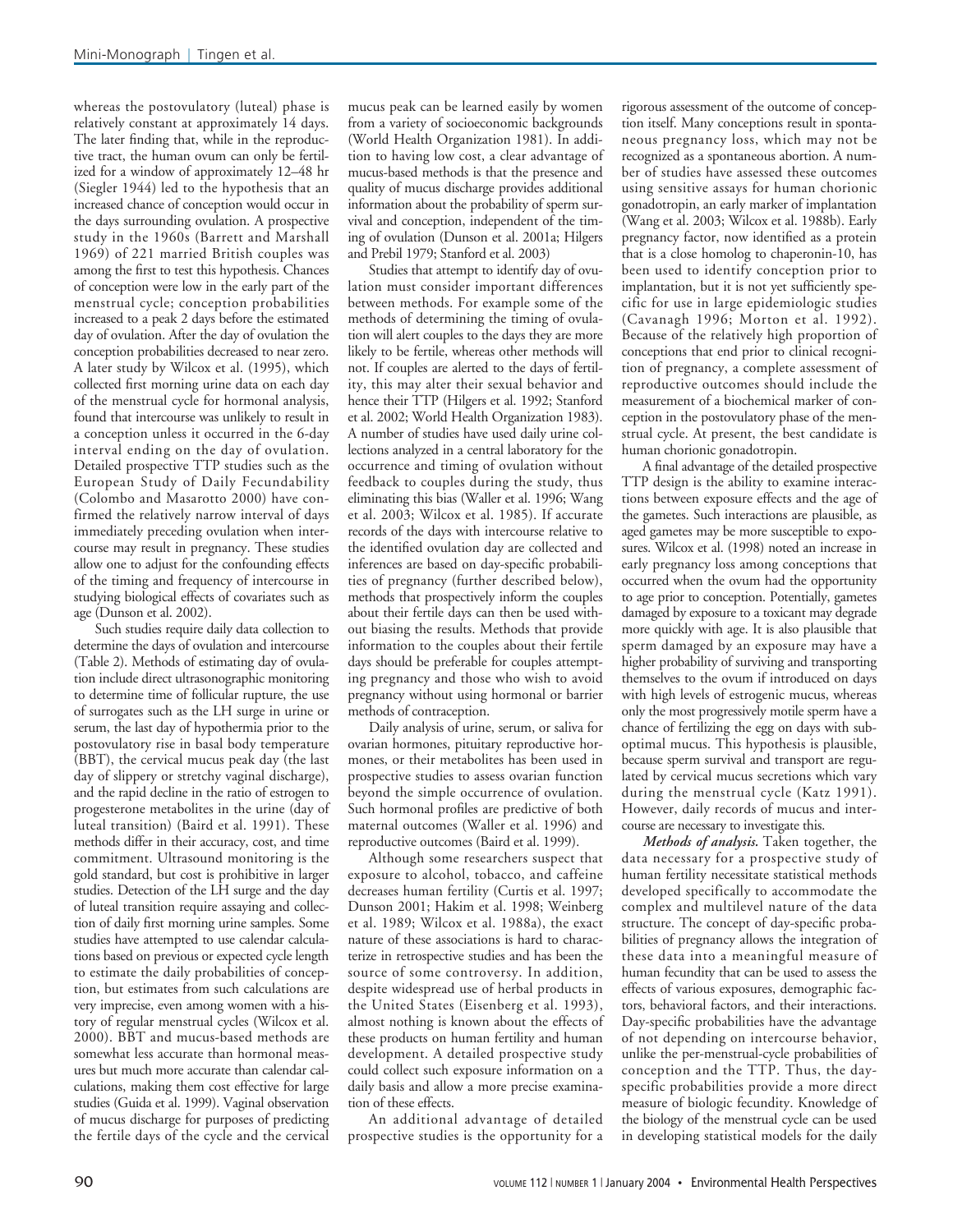whereas the postovulatory (luteal) phase is relatively constant at approximately 14 days. The later finding that, while in the reproductive tract, the human ovum can only be fertilized for a window of approximately 12–48 hr (Siegler 1944) led to the hypothesis that an increased chance of conception would occur in the days surrounding ovulation. A prospective study in the 1960s (Barrett and Marshall 1969) of 221 married British couples was among the first to test this hypothesis. Chances of conception were low in the early part of the menstrual cycle; conception probabilities increased to a peak 2 days before the estimated day of ovulation. After the day of ovulation the conception probabilities decreased to near zero. A later study by Wilcox et al. (1995), which collected first morning urine data on each day of the menstrual cycle for hormonal analysis, found that intercourse was unlikely to result in a conception unless it occurred in the 6-day interval ending on the day of ovulation. Detailed prospective TTP studies such as the European Study of Daily Fecundability (Colombo and Masarotto 2000) have confirmed the relatively narrow interval of days immediately preceding ovulation when intercourse may result in pregnancy. These studies allow one to adjust for the confounding effects of the timing and frequency of intercourse in studying biological effects of covariates such as age (Dunson et al. 2002).

Such studies require daily data collection to determine the days of ovulation and intercourse (Table 2). Methods of estimating day of ovulation include direct ultrasonographic monitoring to determine time of follicular rupture, the use of surrogates such as the LH surge in urine or serum, the last day of hypothermia prior to the postovulatory rise in basal body temperature (BBT), the cervical mucus peak day (the last day of slippery or stretchy vaginal discharge), and the rapid decline in the ratio of estrogen to progesterone metabolites in the urine (day of luteal transition) (Baird et al. 1991). These methods differ in their accuracy, cost, and time commitment. Ultrasound monitoring is the gold standard, but cost is prohibitive in larger studies. Detection of the LH surge and the day of luteal transition require assaying and collection of daily first morning urine samples. Some studies have attempted to use calendar calculations based on previous or expected cycle length to estimate the daily probabilities of conception, but estimates from such calculations are very imprecise, even among women with a history of regular menstrual cycles (Wilcox et al. 2000). BBT and mucus-based methods are somewhat less accurate than hormonal measures but much more accurate than calendar calculations, making them cost effective for large studies (Guida et al. 1999). Vaginal observation of mucus discharge for purposes of predicting the fertile days of the cycle and the cervical mucus peak can be learned easily by women from a variety of socioeconomic backgrounds (World Health Organization 1981). In addition to having low cost, a clear advantage of mucus-based methods is that the presence and quality of mucus discharge provides additional information about the probability of sperm survival and conception, independent of the timing of ovulation (Dunson et al. 2001a; Hilgers and Prebil 1979; Stanford et al. 2003)

Studies that attempt to identify day of ovulation must consider important differences between methods. For example some of the methods of determining the timing of ovulation will alert couples to the days they are more likely to be fertile, whereas other methods will not. If couples are alerted to the days of fertility, this may alter their sexual behavior and hence their TTP (Hilgers et al. 1992; Stanford et al. 2002; World Health Organization 1983). A number of studies have used daily urine collections analyzed in a central laboratory for the occurrence and timing of ovulation without feedback to couples during the study, thus eliminating this bias (Waller et al. 1996; Wang et al. 2003; Wilcox et al. 1985). If accurate records of the days with intercourse relative to the identified ovulation day are collected and inferences are based on day-specific probabilities of pregnancy (further described below), methods that prospectively inform the couples about their fertile days can then be used without biasing the results. Methods that provide information to the couples about their fertile days should be preferable for couples attempting pregnancy and those who wish to avoid pregnancy without using hormonal or barrier methods of contraception.

Daily analysis of urine, serum, or saliva for ovarian hormones, pituitary reproductive hormones, or their metabolites has been used in prospective studies to assess ovarian function beyond the simple occurrence of ovulation. Such hormonal profiles are predictive of both maternal outcomes (Waller et al. 1996) and reproductive outcomes (Baird et al. 1999).

Although some researchers suspect that exposure to alcohol, tobacco, and caffeine decreases human fertility (Curtis et al. 1997; Dunson 2001; Hakim et al. 1998; Weinberg et al. 1989; Wilcox et al. 1988a), the exact nature of these associations is hard to characterize in retrospective studies and has been the source of some controversy. In addition, despite widespread use of herbal products in the United States (Eisenberg et al. 1993), almost nothing is known about the effects of these products on human fertility and human development. A detailed prospective study could collect such exposure information on a daily basis and allow a more precise examination of these effects.

An additional advantage of detailed prospective studies is the opportunity for a rigorous assessment of the outcome of conception itself. Many conceptions result in spontaneous pregnancy loss, which may not be recognized as a spontaneous abortion. A number of studies have assessed these outcomes using sensitive assays for human chorionic gonadotropin, an early marker of implantation (Wang et al. 2003; Wilcox et al. 1988b). Early pregnancy factor, now identified as a protein that is a close homolog to chaperonin-10, has been used to identify conception prior to implantation, but it is not yet sufficiently specific for use in large epidemiologic studies (Cavanagh 1996; Morton et al. 1992). Because of the relatively high proportion of conceptions that end prior to clinical recognition of pregnancy, a complete assessment of reproductive outcomes should include the measurement of a biochemical marker of conception in the postovulatory phase of the menstrual cycle. At present, the best candidate is human chorionic gonadotropin.

A final advantage of the detailed prospective TTP design is the ability to examine interactions between exposure effects and the age of the gametes. Such interactions are plausible, as aged gametes may be more susceptible to exposures. Wilcox et al. (1998) noted an increase in early pregnancy loss among conceptions that occurred when the ovum had the opportunity to age prior to conception. Potentially, gametes damaged by exposure to a toxicant may degrade more quickly with age. It is also plausible that sperm damaged by an exposure may have a higher probability of surviving and transporting themselves to the ovum if introduced on days with high levels of estrogenic mucus, whereas only the most progressively motile sperm have a chance of fertilizing the egg on days with suboptimal mucus. This hypothesis is plausible, because sperm survival and transport are regulated by cervical mucus secretions which vary during the menstrual cycle (Katz 1991). However, daily records of mucus and intercourse are necessary to investigate this.

***Methods of analysis.*** Taken together, the data necessary for a prospective study of human fertility necessitate statistical methods developed specifically to accommodate the complex and multilevel nature of the data structure. The concept of day-specific probabilities of pregnancy allows the integration of these data into a meaningful measure of human fecundity that can be used to assess the effects of various exposures, demographic factors, behavioral factors, and their interactions. Day-specific probabilities have the advantage of not depending on intercourse behavior, unlike the per-menstrual-cycle probabilities of conception and the TTP. Thus, the day-specific probabilities provide a more direct measure of biologic fecundity. Knowledge of the biology of the menstrual cycle can be used in developing statistical models for the daily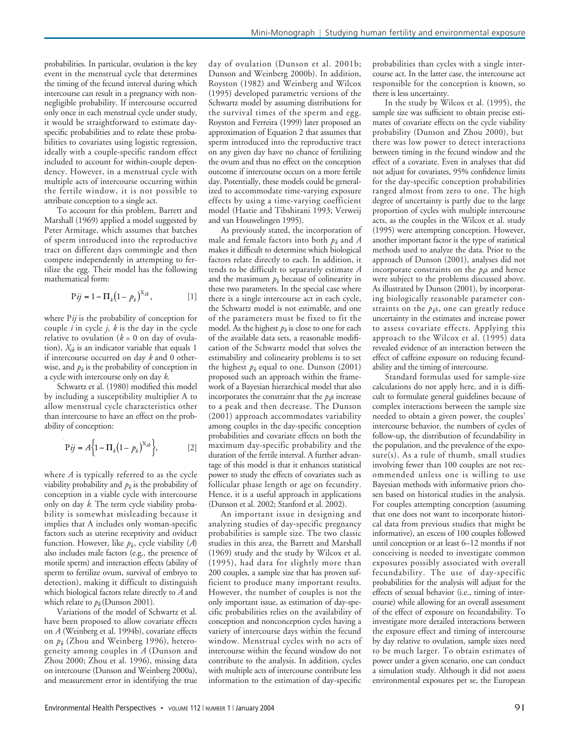probabilities. In particular, ovulation is the key event in the menstrual cycle that determines the timing of the fecund interval during which intercourse can result in a pregnancy with non-negligible probability. If intercourse occurred only once in each menstrual cycle under study, it would be straightforward to estimate day-specific probabilities and to relate these probabilities to covariates using logistic regression, ideally with a couple-specific random effect included to account for within-couple dependency. However, in a menstrual cycle with multiple acts of intercourse occurring within the fertile window, it is not possible to attribute conception to a single act.

To account for this problem, Barrett and Marshall (1969) applied a model suggested by Peter Armitage, which assumes that batches of sperm introduced into the reproductive tract on different days commingle and then compete independently in attempting to fertilize the egg. Their model has the following mathematical form:

$$P_{ij} = 1 - \Pi_k (1 - p_k)^{X_{ik}}, \qquad [1]$$

where $P_{ij}$ is the probability of conception for couple $i$ in cycle $j$, $k$ is the day in the cycle relative to ovulation ($k = 0$ on day of ovulation), $X_{ik}$ is an indicator variable that equals 1 if intercourse occurred on day $k$ and 0 otherwise, and $p_k$ is the probability of conception in a cycle with intercourse only on day $k$.

Schwartz et al. (1980) modified this model by including a susceptibility multiplier A to allow menstrual cycle characteristics other than intercourse to have an effect on the probability of conception:

$$P_{ij} = A\left\{1 - \Pi_k (1 - p_k)^{X_{ik}}\right\}, \qquad [2]$$

where $A$ is typically referred to as the cycle viability probability and $p_k$ is the probability of conception in a viable cycle with intercourse only on day $k$. The term cycle viability probability is somewhat misleading because it implies that A includes only woman-specific factors such as uterine receptivity and oviduct function. However, like $p_k$, cycle viability ($A$) also includes male factors (e.g., the presence of motile sperm) and interaction effects (ability of sperm to fertilize ovum, survival of embryo to detection), making it difficult to distinguish which biological factors relate directly to $A$ and which relate to $p_k$ (Dunson 2001).

Variations of the model of Schwartz et al. have been proposed to allow covariate effects on $A$ (Weinberg et al. 1994b), covariate effects on $p_k$ (Zhou and Weinberg 1996), heterogeneity among couples in $A$ (Dunson and Zhou 2000; Zhou et al. 1996), missing data on intercourse (Dunson and Weinberg 2000a), and measurement error in identifying the true day of ovulation (Dunson et al. 2001b; Dunson and Weinberg 2000b). In addition, Royston (1982) and Weinberg and Wilcox (1995) developed parametric versions of the Schwartz model by assuming distributions for the survival times of the sperm and egg. Royston and Ferreira (1999) later proposed an approximation of Equation 2 that assumes that sperm introduced into the reproductive tract on any given day have no chance of fertilizing the ovum and thus no effect on the conception outcome if intercourse occurs on a more fertile day. Potentially, these models could be generalized to accommodate time-varying exposure effects by using a time-varying coefficient model (Hastie and Tibshirani 1993; Verweij and van Houwelingen 1995).

As previously stated, the incorporation of male and female factors into both $p_k$ and $A$ makes it difficult to determine which biological factors relate directly to each. In addition, it tends to be difficult to separately estimate $A$ and the maximum $p_k$ because of colinearity in these two parameters. In the special case where there is a single intercourse act in each cycle, the Schwartz model is not estimable, and one of the parameters must be fixed to fit the model. As the highest $p_k$ is close to one for each of the available data sets, a reasonable modification of the Schwartz model that solves the estimability and colinearity problems is to set the highest $p_k$ equal to one. Dunson (2001) proposed such an approach within the framework of a Bayesian hierarchical model that also incorporates the constraint that the $p_k$s increase to a peak and then decrease. The Dunson (2001) approach accommodates variability among couples in the day-specific conception probabilities and covariate effects on both the maximum day-specific probability and the duration of the fertile interval. A further advantage of this model is that it enhances statistical power to study the effects of covariates such as follicular phase length or age on fecundity. Hence, it is a useful approach in applications (Dunson et al. 2002; Stanford et al. 2002).

An important issue in designing and analyzing studies of day-specific pregnancy probabilities is sample size. The two classic studies in this area, the Barrett and Marshall (1969) study and the study by Wilcox et al. (1995), had data for slightly more than 200 couples, a sample size that has proven sufficient to produce many important results. However, the number of couples is not the only important issue, as estimation of day-specific probabilities relies on the availability of conception and nonconception cycles having a variety of intercourse days within the fecund window. Menstrual cycles with no acts of intercourse within the fecund window do not contribute to the analysis. In addition, cycles with multiple acts of intercourse contribute less information to the estimation of day-specific probabilities than cycles with a single intercourse act. In the latter case, the intercourse act responsible for the conception is known, so there is less uncertainty.

In the study by Wilcox et al. (1995), the sample size was sufficient to obtain precise estimates of covariate effects on the cycle viability probability (Dunson and Zhou 2000), but there was low power to detect interactions between timing in the fecund window and the effect of a covariate. Even in analyses that did not adjust for covariates, 95% confidence limits for the day-specific conception probabilities ranged almost from zero to one. The high degree of uncertainty is partly due to the large proportion of cycles with multiple intercourse acts, as the couples in the Wilcox et al. study (1995) were attempting conception. However, another important factor is the type of statistical methods used to analyze the data. Prior to the approach of Dunson (2001), analyses did not incorporate constraints on the $p_k$s and hence were subject to the problems discussed above. As illustrated by Dunson (2001), by incorporating biologically reasonable parameter constraints on the $p_k$s, one can greatly reduce uncertainty in the estimates and increase power to assess covariate effects. Applying this approach to the Wilcox et al. (1995) data revealed evidence of an interaction between the effect of caffeine exposure on reducing fecundability and the timing of intercourse.

Standard formulas used for sample-size calculations do not apply here, and it is difficult to formulate general guidelines because of complex interactions between the sample size needed to obtain a given power, the couples' intercourse behavior, the numbers of cycles of follow-up, the distribution of fecundability in the population, and the prevalence of the exposure(s). As a rule of thumb, small studies involving fewer than 100 couples are not recommended unless one is willing to use Bayesian methods with informative priors chosen based on historical studies in the analysis. For couples attempting conception (assuming that one does not want to incorporate historical data from previous studies that might be informative), an excess of 100 couples followed until conception or at least 6–12 months if not conceiving is needed to investigate common exposures possibly associated with overall fecundability. The use of day-specific probabilities for the analysis will adjust for the effects of sexual behavior (i.e., timing of intercourse) while allowing for an overall assessment of the effect of exposure on fecundability. To investigate more detailed interactions between the exposure effect and timing of intercourse by day relative to ovulation, sample sizes need to be much larger. To obtain estimates of power under a given scenario, one can conduct a simulation study. Although it did not assess environmental exposures per se, the European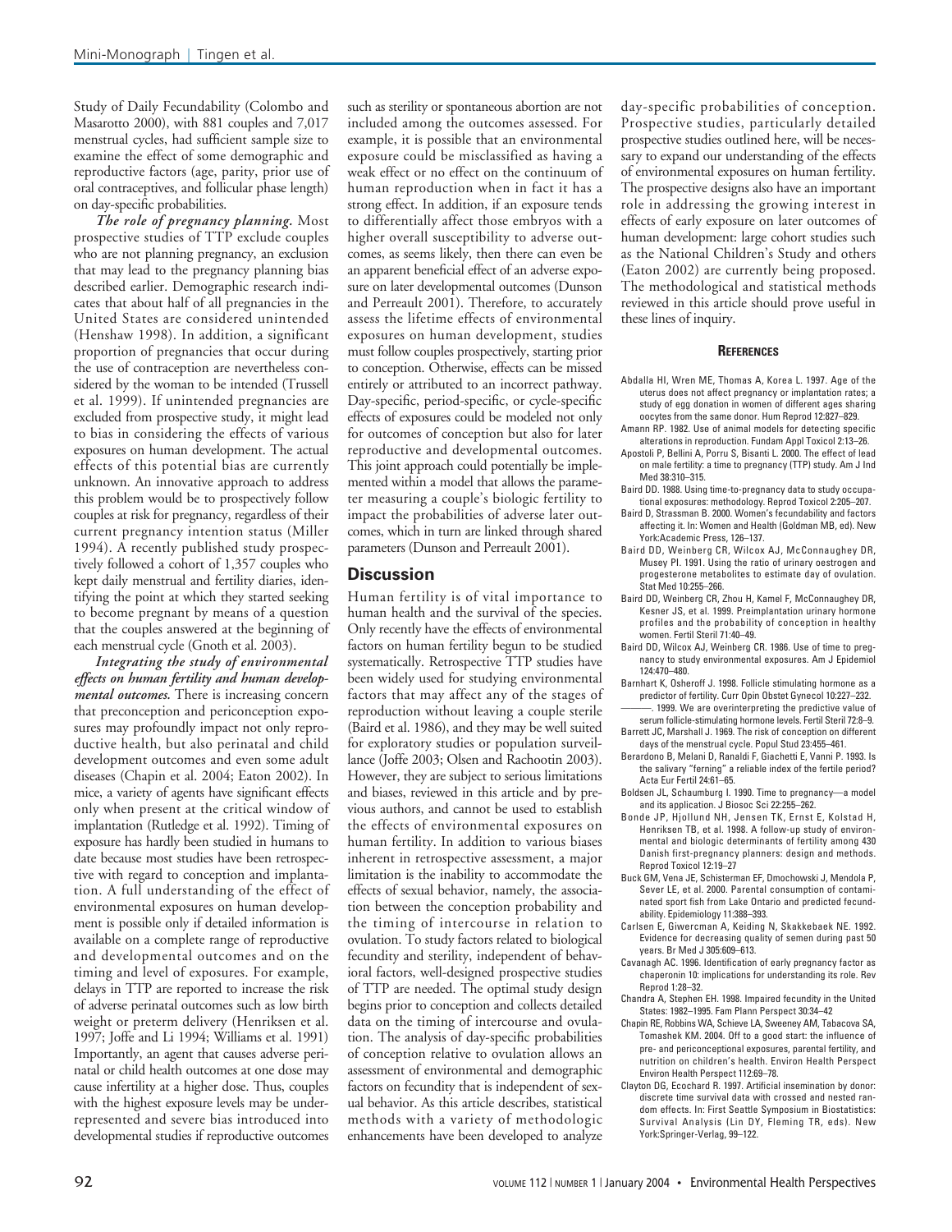Study of Daily Fecundability (Colombo and Masarotto 2000), with 881 couples and 7,017 menstrual cycles, had sufficient sample size to examine the effect of some demographic and reproductive factors (age, parity, prior use of oral contraceptives, and follicular phase length) on day-specific probabilities.

***The role of pregnancy planning.*** Most prospective studies of TTP exclude couples who are not planning pregnancy, an exclusion that may lead to the pregnancy planning bias described earlier. Demographic research indicates that about half of all pregnancies in the United States are considered unintended (Henshaw 1998). In addition, a significant proportion of pregnancies that occur during the use of contraception are nevertheless considered by the woman to be intended (Trussell et al. 1999). If unintended pregnancies are excluded from prospective study, it might lead to bias in considering the effects of various exposures on human development. The actual effects of this potential bias are currently unknown. An innovative approach to address this problem would be to prospectively follow couples at risk for pregnancy, regardless of their current pregnancy intention status (Miller 1994). A recently published study prospectively followed a cohort of 1,357 couples who kept daily menstrual and fertility diaries, identifying the point at which they started seeking to become pregnant by means of a question that the couples answered at the beginning of each menstrual cycle (Gnoth et al. 2003).

***Integrating the study of environmental effects on human fertility and human developmental outcomes.*** There is increasing concern that preconception and periconception exposures may profoundly impact not only reproductive health, but also perinatal and child development outcomes and even some adult diseases (Chapin et al. 2004; Eaton 2002). In mice, a variety of agents have significant effects only when present at the critical window of implantation (Rutledge et al. 1992). Timing of exposure has hardly been studied in humans to date because most studies have been retrospective with regard to conception and implantation. A full understanding of the effect of environmental exposures on human development is possible only if detailed information is available on a complete range of reproductive and developmental outcomes and on the timing and level of exposures. For example, delays in TTP are reported to increase the risk of adverse perinatal outcomes such as low birth weight or preterm delivery (Henriksen et al. 1997; Joffe and Li 1994; Williams et al. 1991) Importantly, an agent that causes adverse perinatal or child health outcomes at one dose may cause infertility at a higher dose. Thus, couples with the highest exposure levels may be underrepresented and severe bias introduced into developmental studies if reproductive outcomes such as sterility or spontaneous abortion are not included among the outcomes assessed. For example, it is possible that an environmental exposure could be misclassified as having a weak effect or no effect on the continuum of human reproduction when in fact it has a strong effect. In addition, if an exposure tends to differentially affect those embryos with a higher overall susceptibility to adverse outcomes, as seems likely, then there can even be an apparent beneficial effect of an adverse exposure on later developmental outcomes (Dunson and Perreault 2001). Therefore, to accurately assess the lifetime effects of environmental exposures on human development, studies must follow couples prospectively, starting prior to conception. Otherwise, effects can be missed entirely or attributed to an incorrect pathway. Day-specific, period-specific, or cycle-specific effects of exposures could be modeled not only for outcomes of conception but also for later reproductive and developmental outcomes. This joint approach could potentially be implemented within a model that allows the parameter measuring a couple's biologic fertility to impact the probabilities of adverse later outcomes, which in turn are linked through shared parameters (Dunson and Perreault 2001).

## Discussion

Human fertility is of vital importance to human health and the survival of the species. Only recently have the effects of environmental factors on human fertility begun to be studied systematically. Retrospective TTP studies have been widely used for studying environmental factors that may affect any of the stages of reproduction without leaving a couple sterile (Baird et al. 1986), and they may be well suited for exploratory studies or population surveillance (Joffe 2003; Olsen and Rachootin 2003). However, they are subject to serious limitations and biases, reviewed in this article and by previous authors, and cannot be used to establish the effects of environmental exposures on human fertility. In addition to various biases inherent in retrospective assessment, a major limitation is the inability to accommodate the effects of sexual behavior, namely, the association between the conception probability and the timing of intercourse in relation to ovulation. To study factors related to biological fecundity and sterility, independent of behavioral factors, well-designed prospective studies of TTP are needed. The optimal study design begins prior to conception and collects detailed data on the timing of intercourse and ovulation. The analysis of day-specific probabilities of conception relative to ovulation allows an assessment of environmental and demographic factors on fecundity that is independent of sexual behavior. As this article describes, statistical methods with a variety of methodologic enhancements have been developed to analyze day-specific probabilities of conception. Prospective studies, particularly detailed prospective studies outlined here, will be necessary to expand our understanding of the effects of environmental exposures on human fertility. The prospective designs also have an important role in addressing the growing interest in effects of early exposure on later outcomes of human development: large cohort studies such as the National Children's Study and others (Eaton 2002) are currently being proposed. The methodological and statistical methods reviewed in this article should prove useful in these lines of inquiry.

### References

- Abdalla HI, Wren ME, Thomas A, Korea L. 1997. Age of the uterus does not affect pregnancy or implantation rates; a study of egg donation in women of different ages sharing oocytes from the same donor. Hum Reprod 12:827–829.
- Amann RP. 1982. Use of animal models for detecting specific alterations in reproduction. Fundam Appl Toxicol 2:13–26.
- Apostoli P, Bellini A, Porru S, Bisanti L. 2000. The effect of lead on male fertility: a time to pregnancy (TTP) study. Am J Ind Med 38:310–315.
- Baird DD. 1988. Using time-to-pregnancy data to study occupational exposures: methodology. Reprod Toxicol 2:205–207.
- Baird D, Strassman B. 2000. Women's fecundability and factors affecting it. In: Women and Health (Goldman MB, ed). New York:Academic Press, 126–137.
- Baird DD, Weinberg CR, Wilcox AJ, McConnaughey DR, Musey PI. 1991. Using the ratio of urinary oestrogen and progesterone metabolites to estimate day of ovulation. Stat Med 10:255–266.
- Baird DD, Weinberg CR, Zhou H, Kamel F, McConnaughey DR, Kesner JS, et al. 1999. Preimplantation urinary hormone profiles and the probability of conception in healthy women. Fertil Steril 71:40–49.
- Baird DD, Wilcox AJ, Weinberg CR. 1986. Use of time to pregnancy to study environmental exposures. Am J Epidemiol 124:470–480.
- Barnhart K, Osheroff J. 1998. Follicle stimulating hormone as a predictor of fertility. Curr Opin Obstet Gynecol 10:227–232.
- ———. 1999. We are overinterpreting the predictive value of serum follicle-stimulating hormone levels. Fertil Steril 72:8–9.
- Barrett JC, Marshall J. 1969. The risk of conception on different days of the menstrual cycle. Popul Stud 23:455–461.
- Berardono B, Melani D, Ranaldi F, Giachetti E, Vanni P. 1993. Is the salivary "ferning" a reliable index of the fertile period? Acta Eur Fertil 24:61–65.
- Boldsen JL, Schaumburg I. 1990. Time to pregnancy—a model and its application. J Biosoc Sci 22:255–262.
- Bonde JP, Hjollund NH, Jensen TK, Ernst E, Kolstad H, Henriksen TB, et al. 1998. A follow-up study of environmental and biologic determinants of fertility among 430 Danish first-pregnancy planners: design and methods. Reprod Toxicol 12:19–27
- Buck GM, Vena JE, Schisterman EF, Dmochowski J, Mendola P, Sever LE, et al. 2000. Parental consumption of contaminated sport fish from Lake Ontario and predicted fecundability. Epidemiology 11:388–393.
- Carlsen E, Giwercman A, Keiding N, Skakkebaek NE. 1992. Evidence for decreasing quality of semen during past 50 years. Br Med J 305:609–613.
- Cavanagh AC. 1996. Identification of early pregnancy factor as chaperonin 10: implications for understanding its role. Rev Reprod 1:28–32.
- Chandra A, Stephen EH. 1998. Impaired fecundity in the United States: 1982–1995. Fam Plann Perspect 30:34–42
- Chapin RE, Robbins WA, Schieve LA, Sweeney AM, Tabacova SA, Tomashek KM. 2004. Off to a good start: the influence of pre- and periconceptional exposures, parental fertility, and nutrition on children's health. Environ Health Perspect Environ Health Perspect 112:69–78.
- Clayton DG, Ecochard R. 1997. Artificial insemination by donor: discrete time survival data with crossed and nested random effects. In: First Seattle Symposium in Biostatistics: Survival Analysis (Lin DY, Fleming TR, eds). New York:Springer-Verlag, 99–122.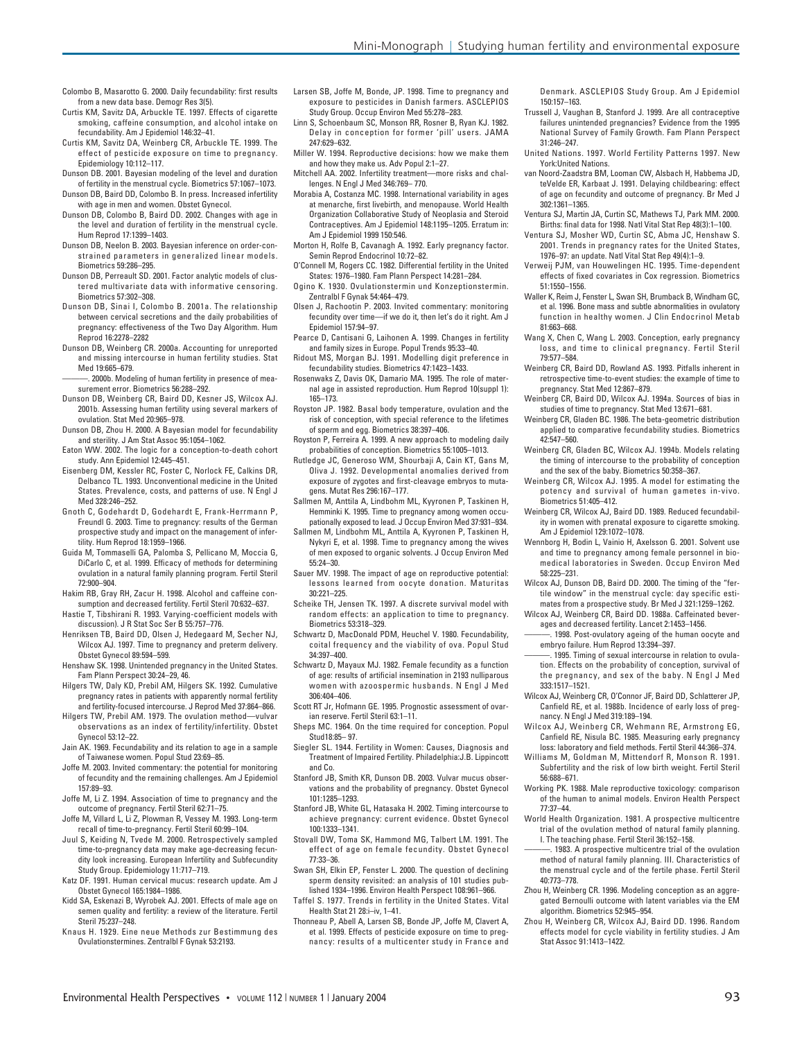Colombo B, Masarotto G. 2000. Daily fecundability: first results from a new data base. Demogr Res 3(5).

Curtis KM, Savitz DA, Arbuckle TE. 1997. Effects of cigarette smoking, caffeine consumption, and alcohol intake on fecundability. Am J Epidemiol 146:32–41.

Curtis KM, Savitz DA, Weinberg CR, Arbuckle TE. 1999. The effect of pesticide exposure on time to pregnancy. Epidemiology 10:112–117.

Dunson DB. 2001. Bayesian modeling of the level and duration of fertility in the menstrual cycle. Biometrics 57:1067–1073.

Dunson DB, Baird DD, Colombo B. In press. Increased infertility with age in men and women. Obstet Gynecol.

Dunson DB, Colombo B, Baird DD. 2002. Changes with age in the level and duration of fertility in the menstrual cycle. Hum Reprod 17:1399–1403.

Dunson DB, Neelon B. 2003. Bayesian inference on order-constrained parameters in generalized linear models. Biometrics 59:286–295.

Dunson DB, Perreault SD. 2001. Factor analytic models of clustered multivariate data with informative censoring. Biometrics 57:302–308.

Dunson DB, Sinai I, Colombo B. 2001a. The relationship between cervical secretions and the daily probabilities of pregnancy: effectiveness of the Two Day Algorithm. Hum Reprod 16:2278–2282

Dunson DB, Weinberg CR. 2000a. Accounting for unreported and missing intercourse in human fertility studies. Stat Med 19:665–679.

———. 2000b. Modeling of human fertility in presence of measurement error. Biometrics 56:288–292.

Dunson DB, Weinberg CR, Baird DD, Kesner JS, Wilcox AJ. 2001b. Assessing human fertility using several markers of ovulation. Stat Med 20:965–978.

Dunson DB, Zhou H. 2000. A Bayesian model for fecundability and sterility. J Am Stat Assoc 95:1054–1062.

Eaton WW. 2002. The logic for a conception-to-death cohort study. Ann Epidemiol 12:445–451.

Eisenberg DM, Kessler RC, Foster C, Norlock FE, Calkins DR, Delbanco TL. 1993. Unconventional medicine in the United States. Prevalence, costs, and patterns of use. N Engl J Med 328:246–252.

Gnoth C, Godehardt D, Godehardt E, Frank-Herrmann P, Freundl G. 2003. Time to pregnancy: results of the German prospective study and impact on the management of infertility. Hum Reprod 18:1959–1966.

Guida M, Tommaselli GA, Palomba S, Pellicano M, Moccia G, DiCarlo C, et al. 1999. Efficacy of methods for determining ovulation in a natural family planning program. Fertil Steril 72:900–904.

Hakim RB, Gray RH, Zacur H. 1998. Alcohol and caffeine consumption and decreased fertility. Fertil Steril 70:632–637.

Hastie T, Tibshirani R. 1993. Varying-coefficient models with discussion). J R Stat Soc Ser B 55:757–776.

Henriksen TB, Baird DD, Olsen J, Hedegaard M, Secher NJ, Wilcox AJ. 1997. Time to pregnancy and preterm delivery. Obstet Gynecol 89:594–599.

Henshaw SK. 1998. Unintended pregnancy in the United States. Fam Plann Perspect 30:24–29, 46.

Hilgers TW, Daly KD, Prebil AM, Hilgers SK. 1992. Cumulative pregnancy rates in patients with apparently normal fertility and fertility-focused intercourse. J Reprod Med 37:864–866.

Hilgers TW, Prebil AM. 1979. The ovulation method—vulvar observations as an index of fertility/infertility. Obstet Gynecol 53:12–22.

Jain AK. 1969. Fecundability and its relation to age in a sample of Taiwanese women. Popul Stud 23:69–85.

Joffe M. 2003. Invited commentary: the potential for monitoring of fecundity and the remaining challenges. Am J Epidemiol 157:89–93.

Joffe M, Li Z. 1994. Association of time to pregnancy and the outcome of pregnancy. Fertil Steril 62:71–75.

Joffe M, Villard L, Li Z, Plowman R, Vessey M. 1993. Long-term recall of time-to-pregnancy. Fertil Steril 60:99–104.

Juul S, Keiding N, Tvede M. 2000. Retrospectively sampled time-to-pregnancy data may make age-decreasing fecundity look increasing. European Infertility and Subfecundity Study Group. Epidemiology 11:717–719.

Katz DF. 1991. Human cervical mucus: research update. Am J Obstet Gynecol 165:1984–1986.

Kidd SA, Eskenazi B, Wyrobek AJ. 2001. Effects of male age on semen quality and fertility: a review of the literature. Fertil Steril 75:237–248.

Knaus H. 1929. Eine neue Methods zur Bestimmung des Ovulationstermines. Zentralbl F Gynak 53:2193.

Larsen SB, Joffe M, Bonde, JP. 1998. Time to pregnancy and exposure to pesticides in Danish farmers. ASCLEPIOS Study Group. Occup Environ Med 55:278–283.

Linn S, Schoenbaum SC, Monson RR, Rosner B, Ryan KJ. 1982. Delay in conception for former 'pill' users. JAMA 247:629–632.

Miller W. 1994. Reproductive decisions: how we make them and how they make us. Adv Popul 2:1–27.

Mitchell AA. 2002. Infertility treatment—more risks and challenges. N Engl J Med 346:769– 770.

Morabia A, Costanza MC. 1998. International variability in ages at menarche, first livebirth, and menopause. World Health Organization Collaborative Study of Neoplasia and Steroid Contraceptives. Am J Epidemiol 148:1195–1205. Erratum in: Am J Epidemiol 1999 150:546.

Morton H, Rolfe B, Cavanagh A. 1992. Early pregnancy factor. Semin Reprod Endocrinol 10:72–82.

O'Connell M, Rogers CC. 1982. Differential fertility in the United States: 1976–1980. Fam Plann Perspect 14:281–284.

Ogino K. 1930. Ovulationstermin und Konzeptionstermin. Zentralbl F Gynak 54:464–479.

Olsen J, Rachootin P. 2003. Invited commentary: monitoring fecundity over time—if we do it, then let's do it right. Am J Epidemiol 157:94–97.

Pearce D, Cantisani G, Laihonen A. 1999. Changes in fertility and family sizes in Europe. Popul Trends 95:33–40.

Ridout MS, Morgan BJ. 1991. Modelling digit preference in fecundability studies. Biometrics 47:1423–1433.

Rosenwaks Z, Davis OK, Damario MA. 1995. The role of maternal age in assisted reproduction. Hum Reprod 10(suppl 1): 165–173.

Royston JP. 1982. Basal body temperature, ovulation and the risk of conception, with special reference to the lifetimes of sperm and egg. Biometrics 38:397–406.

Royston P, Ferreira A. 1999. A new approach to modeling daily probabilities of conception. Biometrics 55:1005–1013.

Rutledge JC, Generoso WM, Shourbaji A, Cain KT, Gans M, Oliva J. 1992. Developmental anomalies derived from exposure of zygotes and first-cleavage embryos to mutagens. Mutat Res 296:167–177.

Sallmen M, Anttila A, Lindbohm ML, Kyyronen P, Taskinen H, Hemminki K. 1995. Time to pregnancy among women occupationally exposed to lead. J Occup Environ Med 37:931–934.

Sallmen M, Lindbohm ML, Anttila A, Kyyronen P, Taskinen H, Nykyri E, et al. 1998. Time to pregnancy among the wives of men exposed to organic solvents. J Occup Environ Med 55:24–30.

Sauer MV. 1998. The impact of age on reproductive potential: lessons learned from oocyte donation. Maturitas 30:221–225.

Scheike TH, Jensen TK. 1997. A discrete survival model with random effects: an application to time to pregnancy. Biometrics 53:318–329.

Schwartz D, MacDonald PDM, Heuchel V. 1980. Fecundability, coital frequency and the viability of ova. Popul Stud 34:397–400.

Schwartz D, Mayaux MJ. 1982. Female fecundity as a function of age: results of artificial insemination in 2193 nulliparous women with azoospermic husbands. N Engl J Med 306:404–406.

Scott RT Jr, Hofmann GE. 1995. Prognostic assessment of ovarian reserve. Fertil Steril 63:1–11.

Sheps MC. 1964. On the time required for conception. Popul Stud18:85– 97.

Siegler SL. 1944. Fertility in Women: Causes, Diagnosis and Treatment of Impaired Fertility. Philadelphia:J.B. Lippincott and Co.

Stanford JB, Smith KR, Dunson DB. 2003. Vulvar mucus observations and the probability of pregnancy. Obstet Gynecol 101:1285–1293.

Stanford JB, White GL, Hatasaka H. 2002. Timing intercourse to achieve pregnancy: current evidence. Obstet Gynecol 100:1333–1341.

Stovall DW, Toma SK, Hammond MG, Talbert LM. 1991. The effect of age on female fecundity. Obstet Gynecol 77:33–36.

Swan SH, Elkin EP, Fenster L. 2000. The question of declining sperm density revisited: an analysis of 101 studies published 1934–1996. Environ Health Perspect 108:961–966.

Taffel S. 1977. Trends in fertility in the United States. Vital Health Stat 21 28:i–iv, 1–41.

Thonneau P, Abell A, Larsen SB, Bonde JP, Joffe M, Clavert A, et al. 1999. Effects of pesticide exposure on time to pregnancy: results of a multicenter study in France and Denmark. ASCLEPIOS Study Group. Am J Epidemiol 150:157–163.

Trussell J, Vaughan B, Stanford J. 1999. Are all contraceptive failures unintended pregnancies? Evidence from the 1995 National Survey of Family Growth. Fam Plann Perspect 31:246–247.

United Nations. 1997. World Fertility Patterns 1997. New York:United Nations.

van Noord-Zaadstra BM, Looman CW, Alsbach H, Habbema JD, teVelde ER, Karbaat J. 1991. Delaying childbearing: effect of age on fecundity and outcome of pregnancy. Br Med J 302:1361–1365.

Ventura SJ, Martin JA, Curtin SC, Mathews TJ, Park MM. 2000. Births: final data for 1998. Natl Vital Stat Rep 48(3):1–100.

Ventura SJ, Mosher WD, Curtin SC, Abma JC, Henshaw S. 2001. Trends in pregnancy rates for the United States, 1976–97: an update. Natl Vital Stat Rep 49(4):1–9.

Verweij PJM, van Houwelingen HC. 1995. Time-dependent effects of fixed covariates in Cox regression. Biometrics 51:1550–1556.

Waller K, Reim J, Fenster L, Swan SH, Brumback B, Windham GC, et al. 1996. Bone mass and subtle abnormalities in ovulatory function in healthy women. J Clin Endocrinol Metab 81:663–668.

Wang X, Chen C, Wang L. 2003. Conception, early pregnancy loss, and time to clinical pregnancy. Fertil Steril 79:577–584.

Weinberg CR, Baird DD, Rowland AS. 1993. Pitfalls inherent in retrospective time-to-event studies: the example of time to pregnancy. Stat Med 12:867–879.

Weinberg CR, Baird DD, Wilcox AJ. 1994a. Sources of bias in studies of time to pregnancy. Stat Med 13:671–681.

Weinberg CR, Gladen BC. 1986. The beta-geometric distribution applied to comparative fecundability studies. Biometrics 42:547–560.

Weinberg CR, Gladen BC, Wilcox AJ. 1994b. Models relating the timing of intercourse to the probability of conception and the sex of the baby. Biometrics 50:358–367.

Weinberg CR, Wilcox AJ. 1995. A model for estimating the potency and survival of human gametes in-vivo. Biometrics 51:405–412.

Weinberg CR, Wilcox AJ, Baird DD. 1989. Reduced fecundability in women with prenatal exposure to cigarette smoking. Am J Epidemiol 129:1072–1078.

Wennborg H, Bodin L, Vainio H, Axelsson G. 2001. Solvent use and time to pregnancy among female personnel in biomedical laboratories in Sweden. Occup Environ Med 58:225–231.

Wilcox AJ, Dunson DB, Baird DD. 2000. The timing of the "fertile window" in the menstrual cycle: day specific estimates from a prospective study. Br Med J 321:1259–1262.

Wilcox AJ, Weinberg CR, Baird DD. 1988a. Caffeinated beverages and decreased fertility. Lancet 2:1453–1456.

———. 1998. Post-ovulatory ageing of the human oocyte and embryo failure. Hum Reprod 13:394–397.

———. 1995. Timing of sexual intercourse in relation to ovulation. Effects on the probability of conception, survival of the pregnancy, and sex of the baby. N Engl J Med 333:1517–1521.

Wilcox AJ, Weinberg CR, O'Connor JF, Baird DD, Schlatterer JP, Canfield RE, et al. 1988b. Incidence of early loss of pregnancy. N Engl J Med 319:189–194.

Wilcox AJ, Weinberg CR, Wehmann RE, Armstrong EG, Canfield RE, Nisula BC. 1985. Measuring early pregnancy loss: laboratory and field methods. Fertil Steril 44:366–374.

Williams M, Goldman M, Mittendorf R, Monson R. 1991. Subfertility and the risk of low birth weight. Fertil Steril 56:688–671.

Working PK. 1988. Male reproductive toxicology: comparison of the human to animal models. Environ Health Perspect 77:37–44.

World Health Organization. 1981. A prospective multicentre trial of the ovulation method of natural family planning. I. The teaching phase. Fertil Steril 36:152–158.

———. 1983. A prospective multicentre trial of the ovulation method of natural family planning. III. Characteristics of the menstrual cycle and of the fertile phase. Fertil Steril 40:773–778.

Zhou H, Weinberg CR. 1996. Modeling conception as an aggregated Bernoulli outcome with latent variables via the EM algorithm. Biometrics 52:945–954.

Zhou H, Weinberg CR, Wilcox AJ, Baird DD. 1996. Random effects model for cycle viability in fertility studies. J Am Stat Assoc 91:1413–1422.